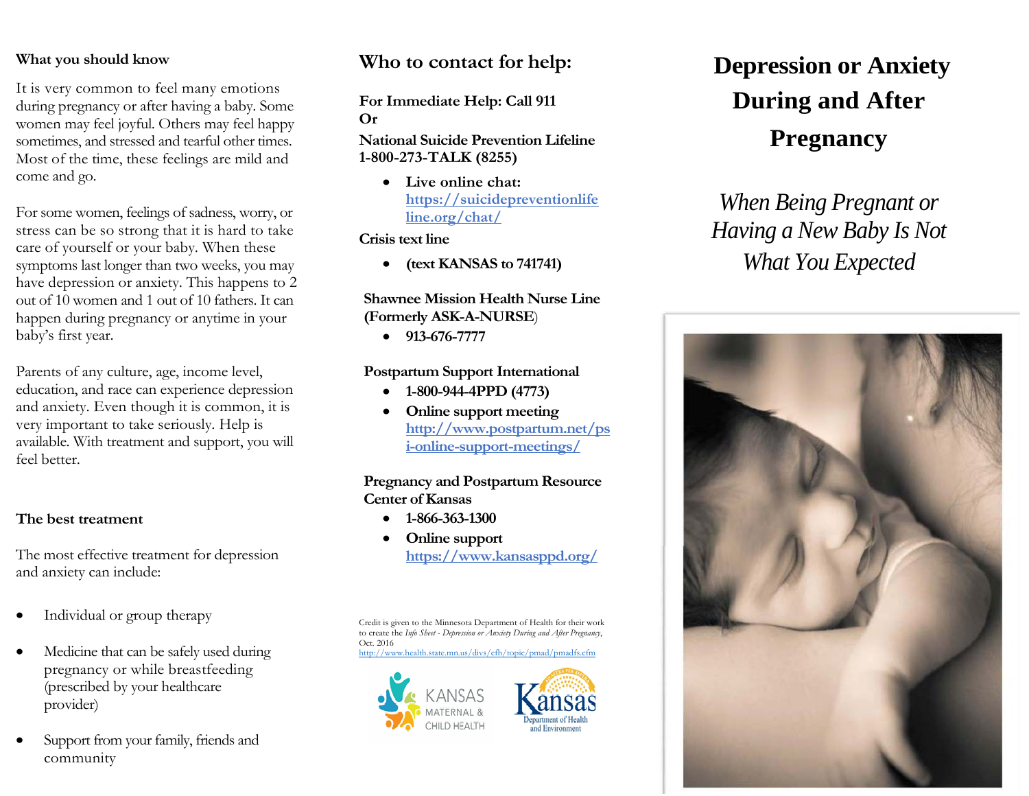# Depression or Anxiety During and After Pregnancy

*When Being Pregnant or Having a New Baby Is Not What You Expected*

## What you should know

It is very common to feel many emotions during pregnancy or after having a baby. Some women may feel joyful. Others may feel happy sometimes, and stressed and tearful other times. Most of the time, these feelings are mild and come and go.

For some women, feelings of sadness, worry, or stress can be so strong that it is hard to take care of yourself or your baby. When these symptoms last longer than two weeks, you may have depression or anxiety. This happens to 2 out of 10 women and 1 out of 10 fathers. It can happen during pregnancy or anytime in your baby's first year.

Parents of any culture, age, income level, education, and race can experience depression and anxiety. Even though it is common, it is very important to take seriously. Help is available. With treatment and support, you will feel better.

## The best treatment

The most effective treatment for depression and anxiety can include:

- Individual or group therapy
- Medicine that can be safely used during pregnancy or while breastfeeding (prescribed by your healthcare provider)
- Support from your family, friends and community

## Who to contact for help:

**For Immediate Help: Call 911**
**Or**
**National Suicide Prevention Lifeline**
**1-800-273-TALK (8255)**

- **Live online chat:** [https://suicidepreventionlifeline.org/chat/](https://suicidepreventionlifeline.org/chat/)

**Crisis text line**

- **(text KANSAS to 741741)**

**Shawnee Mission Health Nurse Line (Formerly ASK-A-NURSE)**

- **913-676-7777**

**Postpartum Support International**

- **1-800-944-4PPD (4773)**
- **Online support meeting** [http://www.postpartum.net/psi-online-support-meetings/](http://www.postpartum.net/psi-online-support-meetings/)

**Pregnancy and Postpartum Resource Center of Kansas**

- **1-866-363-1300**
- **Online support** [https://www.kansasppd.org/](https://www.kansasppd.org/)

Credit is given to the Minnesota Department of Health for their work to create the *Info Sheet - Depression or Anxiety During and After Pregnancy*, Oct. 2016
http://www.health.state.mn.us/divs/cfh/topic/pmad/pmadfs.cfm

KANSAS MATERNAL & CHILD HEALTH

Kansas Department of Health and Environment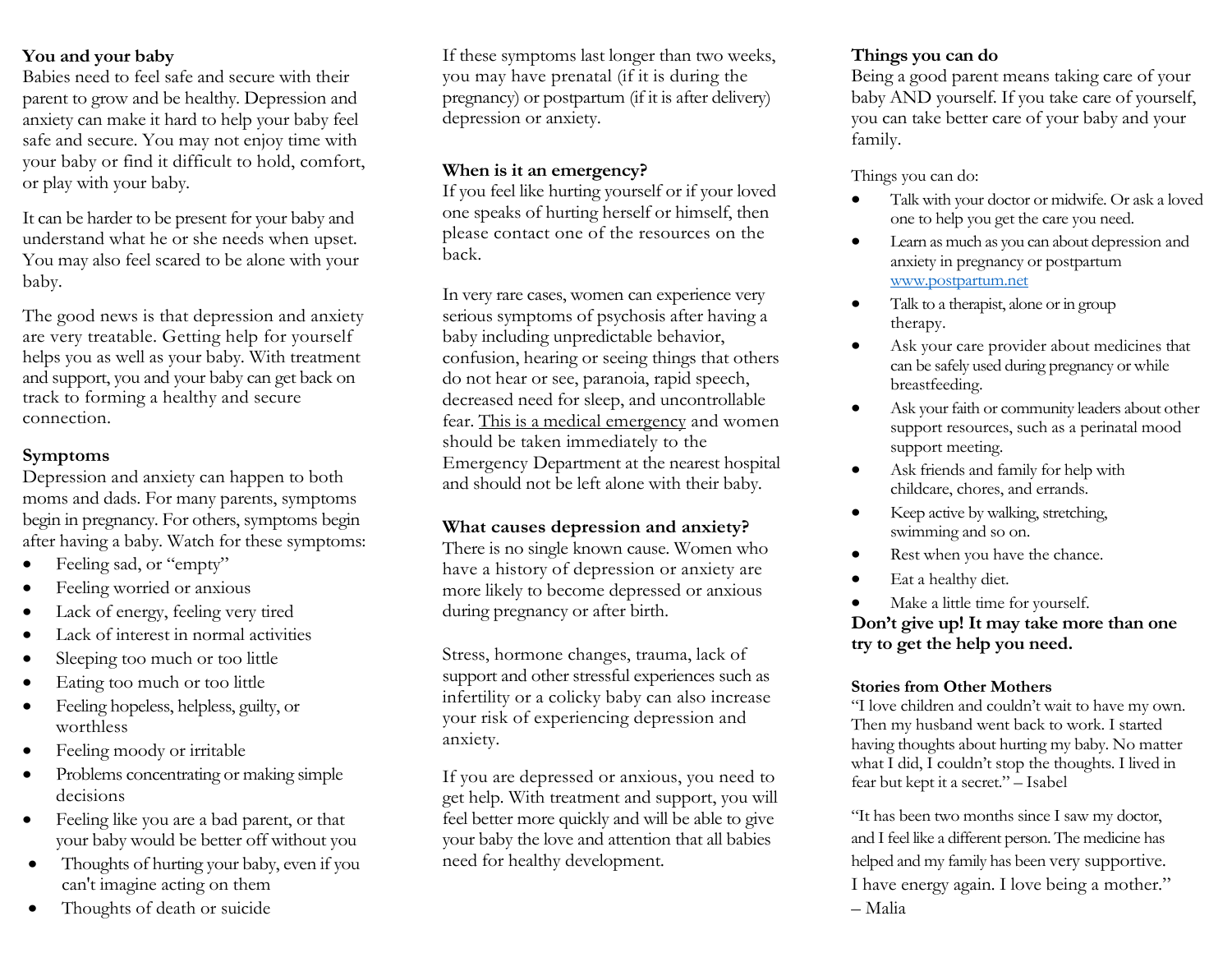**You and your baby**

Babies need to feel safe and secure with their parent to grow and be healthy. Depression and anxiety can make it hard to help your baby feel safe and secure. You may not enjoy time with your baby or find it difficult to hold, comfort, or play with your baby.

It can be harder to be present for your baby and understand what he or she needs when upset. You may also feel scared to be alone with your baby.

The good news is that depression and anxiety are very treatable. Getting help for yourself helps you as well as your baby. With treatment and support, you and your baby can get back on track to forming a healthy and secure connection.

**Symptoms**

Depression and anxiety can happen to both moms and dads. For many parents, symptoms begin in pregnancy. For others, symptoms begin after having a baby. Watch for these symptoms:

- Feeling sad, or "empty"
- Feeling worried or anxious
- Lack of energy, feeling very tired
- Lack of interest in normal activities
- Sleeping too much or too little
- Eating too much or too little
- Feeling hopeless, helpless, guilty, or worthless
- Feeling moody or irritable
- Problems concentrating or making simple decisions
- Feeling like you are a bad parent, or that your baby would be better off without you
- Thoughts of hurting your baby, even if you can't imagine acting on them
- Thoughts of death or suicide

If these symptoms last longer than two weeks, you may have prenatal (if it is during the pregnancy) or postpartum (if it is after delivery) depression or anxiety.

**When is it an emergency?**

If you feel like hurting yourself or if your loved one speaks of hurting herself or himself, then please contact one of the resources on the back.

In very rare cases, women can experience very serious symptoms of psychosis after having a baby including unpredictable behavior, confusion, hearing or seeing things that others do not hear or see, paranoia, rapid speech, decreased need for sleep, and uncontrollable fear. <u>This is a medical emergency</u> and women should be taken immediately to the Emergency Department at the nearest hospital and should not be left alone with their baby.

**What causes depression and anxiety?**

There is no single known cause. Women who have a history of depression or anxiety are more likely to become depressed or anxious during pregnancy or after birth.

Stress, hormone changes, trauma, lack of support and other stressful experiences such as infertility or a colicky baby can also increase your risk of experiencing depression and anxiety.

If you are depressed or anxious, you need to get help. With treatment and support, you will feel better more quickly and will be able to give your baby the love and attention that all babies need for healthy development.

**Things you can do**

Being a good parent means taking care of your baby AND yourself. If you take care of yourself, you can take better care of your baby and your family.

Things you can do:

- Talk with your doctor or midwife. Or ask a loved one to help you get the care you need.
- Learn as much as you can about depression and anxiety in pregnancy or postpartum www.postpartum.net
- Talk to a therapist, alone or in group therapy.
- Ask your care provider about medicines that can be safely used during pregnancy or while breastfeeding.
- Ask your faith or community leaders about other support resources, such as a perinatal mood support meeting.
- Ask friends and family for help with childcare, chores, and errands.
- Keep active by walking, stretching, swimming and so on.
- Rest when you have the chance.
- Eat a healthy diet.
- Make a little time for yourself.

**Don't give up! It may take more than one try to get the help you need.**

**Stories from Other Mothers**

"I love children and couldn't wait to have my own. Then my husband went back to work. I started having thoughts about hurting my baby. No matter what I did, I couldn't stop the thoughts. I lived in fear but kept it a secret." – Isabel

"It has been two months since I saw my doctor, and I feel like a different person. The medicine has helped and my family has been very supportive. I have energy again. I love being a mother." – Malia